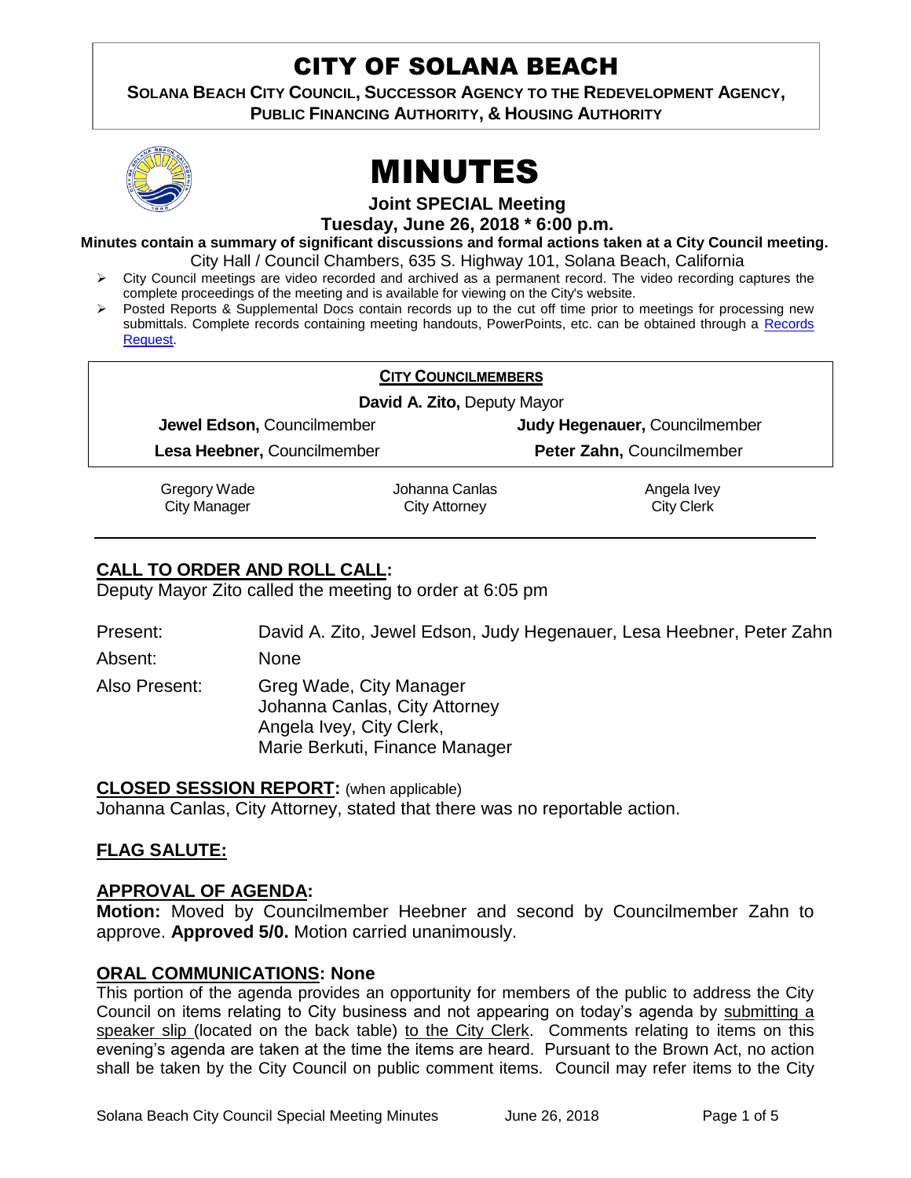# CITY OF SOLANA BEACH

**SOLANA BEACH CITY COUNCIL, SUCCESSOR AGENCY TO THE REDEVELOPMENT AGENCY, PUBLIC FINANCING AUTHORITY, & HOUSING AUTHORITY**

# MINUTES

**Joint SPECIAL Meeting**

**Tuesday, June 26, 2018 * 6:00 p.m.**

**Minutes contain a summary of significant discussions and formal actions taken at a City Council meeting.**

City Hall / Council Chambers, 635 S. Highway 101, Solana Beach, California

- City Council meetings are video recorded and archived as a permanent record. The video recording captures the complete proceedings of the meeting and is available for viewing on the City's website.
- Posted Reports & Supplemental Docs contain records up to the cut off time prior to meetings for processing new submittals. Complete records containing meeting handouts, PowerPoints, etc. can be obtained through a Records Request.

**CITY COUNCILMEMBERS**

**David A. Zito,** Deputy Mayor

| | |
|---|---|
| **Jewel Edson,** Councilmember | **Judy Hegenauer,** Councilmember |
| **Lesa Heebner,** Councilmember | **Peter Zahn,** Councilmember |

| | | |
|---|---|---|
| Gregory Wade<br>City Manager | Johanna Canlas<br>City Attorney | Angela Ivey<br>City Clerk |

## CALL TO ORDER AND ROLL CALL:

Deputy Mayor Zito called the meeting to order at 6:05 pm

Present: David A. Zito, Jewel Edson, Judy Hegenauer, Lesa Heebner, Peter Zahn

Absent: None

Also Present: Greg Wade, City Manager
Johanna Canlas, City Attorney
Angela Ivey, City Clerk,
Marie Berkuti, Finance Manager

## CLOSED SESSION REPORT: (when applicable)

Johanna Canlas, City Attorney, stated that there was no reportable action.

## FLAG SALUTE:

## APPROVAL OF AGENDA:

**Motion:** Moved by Councilmember Heebner and second by Councilmember Zahn to approve. **Approved 5/0.** Motion carried unanimously.

## ORAL COMMUNICATIONS: None

This portion of the agenda provides an opportunity for members of the public to address the City Council on items relating to City business and not appearing on today's agenda by submitting a speaker slip (located on the back table) to the City Clerk. Comments relating to items on this evening's agenda are taken at the time the items are heard. Pursuant to the Brown Act, no action shall be taken by the City Council on public comment items. Council may refer items to the City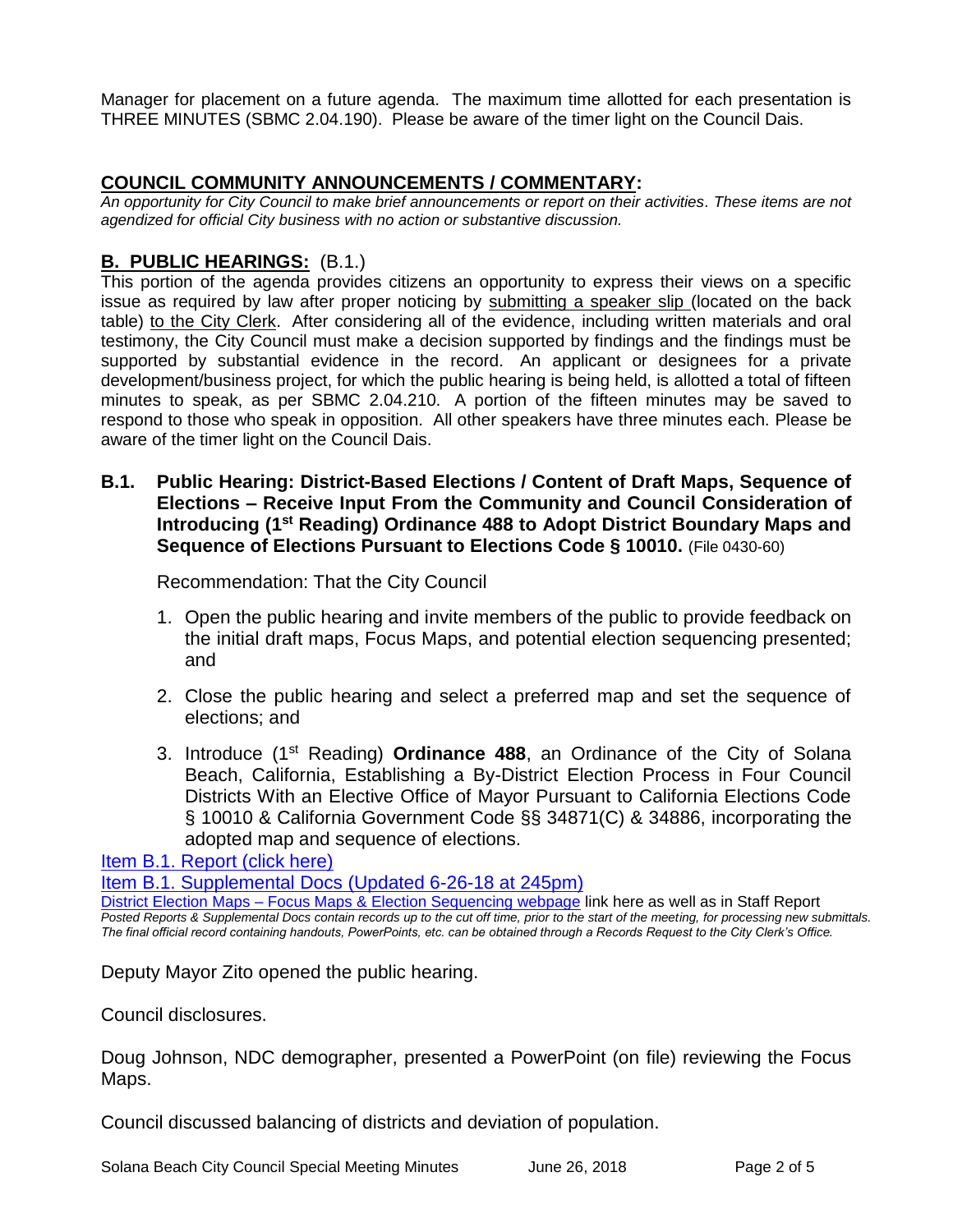Manager for placement on a future agenda. The maximum time allotted for each presentation is THREE MINUTES (SBMC 2.04.190). Please be aware of the timer light on the Council Dais.

## COUNCIL COMMUNITY ANNOUNCEMENTS / COMMENTARY:

*An opportunity for City Council to make brief announcements or report on their activities. These items are not agendized for official City business with no action or substantive discussion.*

## B. PUBLIC HEARINGS: (B.1.)

This portion of the agenda provides citizens an opportunity to express their views on a specific issue as required by law after proper noticing by submitting a speaker slip (located on the back table) to the City Clerk. After considering all of the evidence, including written materials and oral testimony, the City Council must make a decision supported by findings and the findings must be supported by substantial evidence in the record. An applicant or designees for a private development/business project, for which the public hearing is being held, is allotted a total of fifteen minutes to speak, as per SBMC 2.04.210. A portion of the fifteen minutes may be saved to respond to those who speak in opposition. All other speakers have three minutes each. Please be aware of the timer light on the Council Dais.

**B.1. Public Hearing: District-Based Elections / Content of Draft Maps, Sequence of Elections – Receive Input From the Community and Council Consideration of Introducing (1st Reading) Ordinance 488 to Adopt District Boundary Maps and Sequence of Elections Pursuant to Elections Code § 10010.** (File 0430-60)

Recommendation: That the City Council

1. Open the public hearing and invite members of the public to provide feedback on the initial draft maps, Focus Maps, and potential election sequencing presented; and
2. Close the public hearing and select a preferred map and set the sequence of elections; and
3. Introduce (1st Reading) **Ordinance 488**, an Ordinance of the City of Solana Beach, California, Establishing a By-District Election Process in Four Council Districts With an Elective Office of Mayor Pursuant to California Elections Code § 10010 & California Government Code §§ 34871(C) & 34886, incorporating the adopted map and sequence of elections.

Item B.1. Report (click here)

Item B.1. Supplemental Docs (Updated 6-26-18 at 245pm)

District Election Maps – Focus Maps & Election Sequencing webpage link here as well as in Staff Report

*Posted Reports & Supplemental Docs contain records up to the cut off time, prior to the start of the meeting, for processing new submittals. The final official record containing handouts, PowerPoints, etc. can be obtained through a Records Request to the City Clerk's Office.*

Deputy Mayor Zito opened the public hearing.

Council disclosures.

Doug Johnson, NDC demographer, presented a PowerPoint (on file) reviewing the Focus Maps.

Council discussed balancing of districts and deviation of population.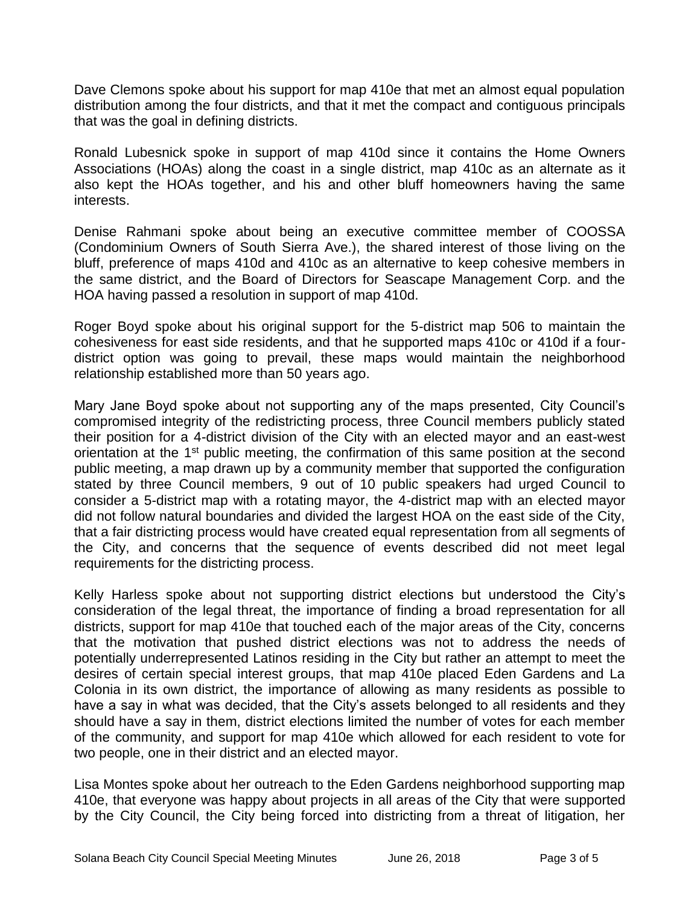Dave Clemons spoke about his support for map 410e that met an almost equal population distribution among the four districts, and that it met the compact and contiguous principals that was the goal in defining districts.

Ronald Lubesnick spoke in support of map 410d since it contains the Home Owners Associations (HOAs) along the coast in a single district, map 410c as an alternate as it also kept the HOAs together, and his and other bluff homeowners having the same interests.

Denise Rahmani spoke about being an executive committee member of COOSSA (Condominium Owners of South Sierra Ave.), the shared interest of those living on the bluff, preference of maps 410d and 410c as an alternative to keep cohesive members in the same district, and the Board of Directors for Seascape Management Corp. and the HOA having passed a resolution in support of map 410d.

Roger Boyd spoke about his original support for the 5-district map 506 to maintain the cohesiveness for east side residents, and that he supported maps 410c or 410d if a four-district option was going to prevail, these maps would maintain the neighborhood relationship established more than 50 years ago.

Mary Jane Boyd spoke about not supporting any of the maps presented, City Council's compromised integrity of the redistricting process, three Council members publicly stated their position for a 4-district division of the City with an elected mayor and an east-west orientation at the 1st public meeting, the confirmation of this same position at the second public meeting, a map drawn up by a community member that supported the configuration stated by three Council members, 9 out of 10 public speakers had urged Council to consider a 5-district map with a rotating mayor, the 4-district map with an elected mayor did not follow natural boundaries and divided the largest HOA on the east side of the City, that a fair districting process would have created equal representation from all segments of the City, and concerns that the sequence of events described did not meet legal requirements for the districting process.

Kelly Harless spoke about not supporting district elections but understood the City's consideration of the legal threat, the importance of finding a broad representation for all districts, support for map 410e that touched each of the major areas of the City, concerns that the motivation that pushed district elections was not to address the needs of potentially underrepresented Latinos residing in the City but rather an attempt to meet the desires of certain special interest groups, that map 410e placed Eden Gardens and La Colonia in its own district, the importance of allowing as many residents as possible to have a say in what was decided, that the City's assets belonged to all residents and they should have a say in them, district elections limited the number of votes for each member of the community, and support for map 410e which allowed for each resident to vote for two people, one in their district and an elected mayor.

Lisa Montes spoke about her outreach to the Eden Gardens neighborhood supporting map 410e, that everyone was happy about projects in all areas of the City that were supported by the City Council, the City being forced into districting from a threat of litigation, her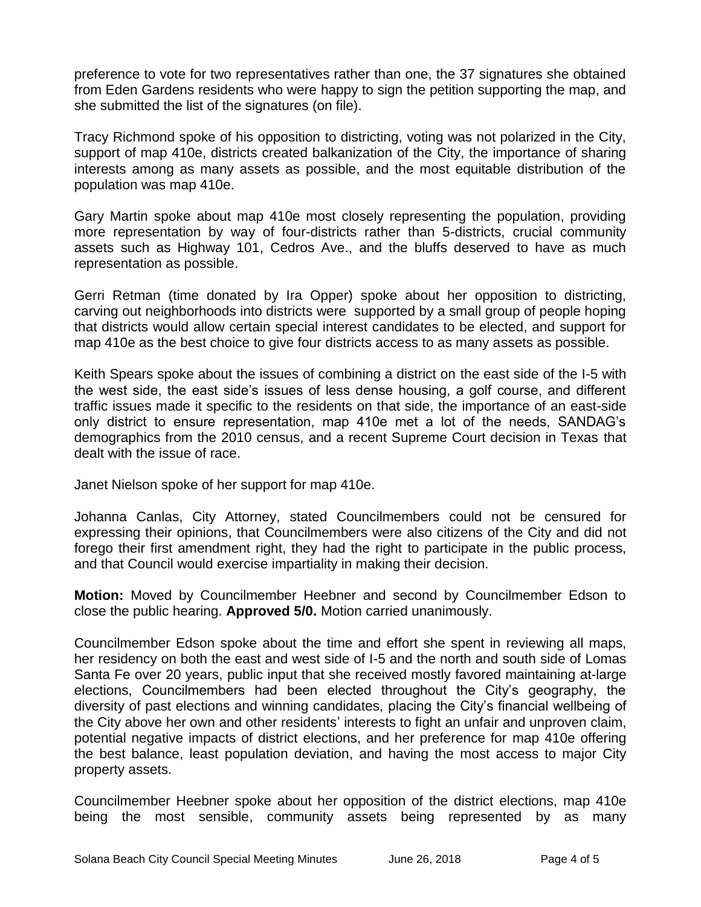preference to vote for two representatives rather than one, the 37 signatures she obtained from Eden Gardens residents who were happy to sign the petition supporting the map, and she submitted the list of the signatures (on file).

Tracy Richmond spoke of his opposition to districting, voting was not polarized in the City, support of map 410e, districts created balkanization of the City, the importance of sharing interests among as many assets as possible, and the most equitable distribution of the population was map 410e.

Gary Martin spoke about map 410e most closely representing the population, providing more representation by way of four-districts rather than 5-districts, crucial community assets such as Highway 101, Cedros Ave., and the bluffs deserved to have as much representation as possible.

Gerri Retman (time donated by Ira Opper) spoke about her opposition to districting, carving out neighborhoods into districts were supported by a small group of people hoping that districts would allow certain special interest candidates to be elected, and support for map 410e as the best choice to give four districts access to as many assets as possible.

Keith Spears spoke about the issues of combining a district on the east side of the I-5 with the west side, the east side's issues of less dense housing, a golf course, and different traffic issues made it specific to the residents on that side, the importance of an east-side only district to ensure representation, map 410e met a lot of the needs, SANDAG's demographics from the 2010 census, and a recent Supreme Court decision in Texas that dealt with the issue of race.

Janet Nielson spoke of her support for map 410e.

Johanna Canlas, City Attorney, stated Councilmembers could not be censured for expressing their opinions, that Councilmembers were also citizens of the City and did not forego their first amendment right, they had the right to participate in the public process, and that Council would exercise impartiality in making their decision.

**Motion:** Moved by Councilmember Heebner and second by Councilmember Edson to close the public hearing. **Approved 5/0.** Motion carried unanimously.

Councilmember Edson spoke about the time and effort she spent in reviewing all maps, her residency on both the east and west side of I-5 and the north and south side of Lomas Santa Fe over 20 years, public input that she received mostly favored maintaining at-large elections, Councilmembers had been elected throughout the City's geography, the diversity of past elections and winning candidates, placing the City's financial wellbeing of the City above her own and other residents' interests to fight an unfair and unproven claim, potential negative impacts of district elections, and her preference for map 410e offering the best balance, least population deviation, and having the most access to major City property assets.

Councilmember Heebner spoke about her opposition of the district elections, map 410e being the most sensible, community assets being represented by as many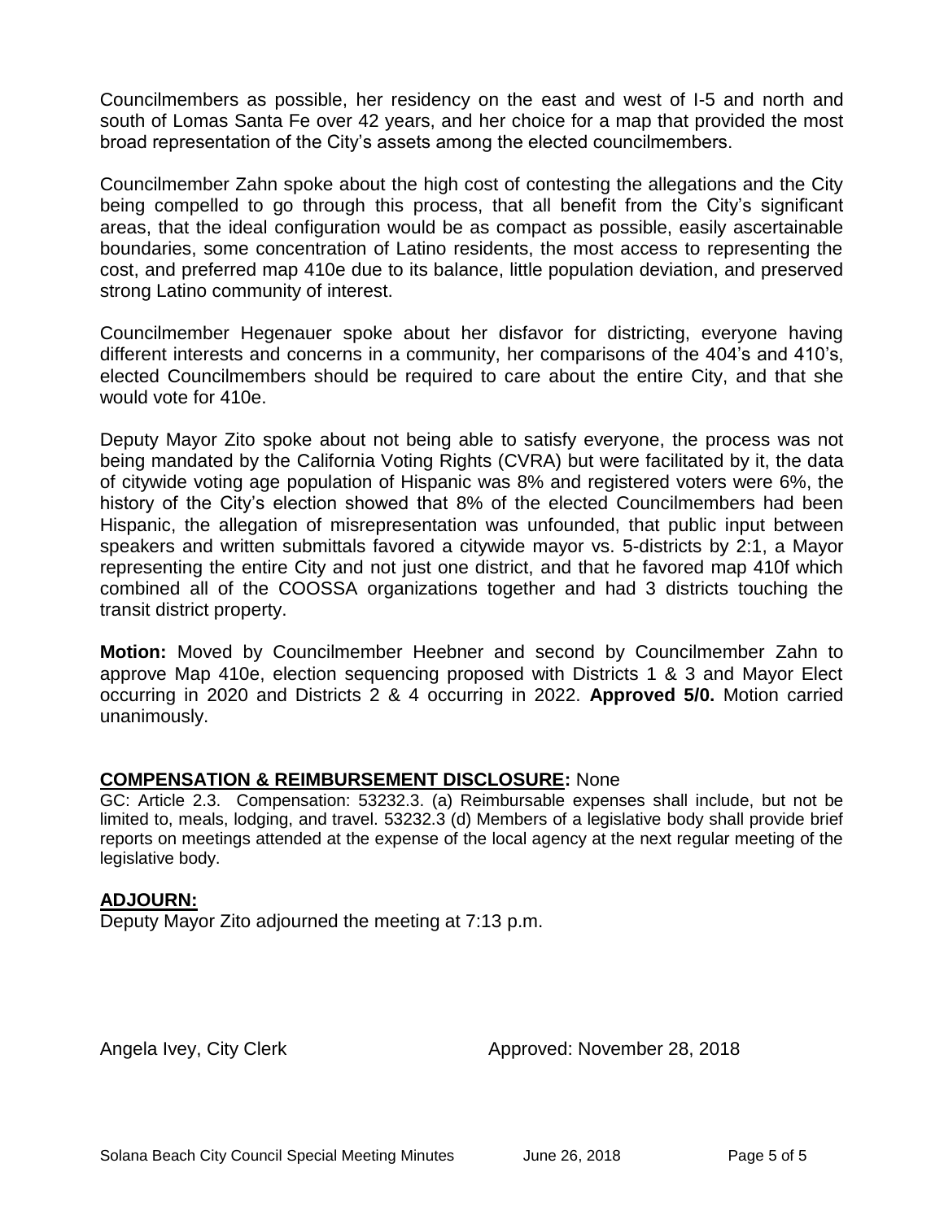Councilmembers as possible, her residency on the east and west of I-5 and north and south of Lomas Santa Fe over 42 years, and her choice for a map that provided the most broad representation of the City's assets among the elected councilmembers.

Councilmember Zahn spoke about the high cost of contesting the allegations and the City being compelled to go through this process, that all benefit from the City's significant areas, that the ideal configuration would be as compact as possible, easily ascertainable boundaries, some concentration of Latino residents, the most access to representing the cost, and preferred map 410e due to its balance, little population deviation, and preserved strong Latino community of interest.

Councilmember Hegenauer spoke about her disfavor for districting, everyone having different interests and concerns in a community, her comparisons of the 404's and 410's, elected Councilmembers should be required to care about the entire City, and that she would vote for 410e.

Deputy Mayor Zito spoke about not being able to satisfy everyone, the process was not being mandated by the California Voting Rights (CVRA) but were facilitated by it, the data of citywide voting age population of Hispanic was 8% and registered voters were 6%, the history of the City's election showed that 8% of the elected Councilmembers had been Hispanic, the allegation of misrepresentation was unfounded, that public input between speakers and written submittals favored a citywide mayor vs. 5-districts by 2:1, a Mayor representing the entire City and not just one district, and that he favored map 410f which combined all of the COOSSA organizations together and had 3 districts touching the transit district property.

**Motion:** Moved by Councilmember Heebner and second by Councilmember Zahn to approve Map 410e, election sequencing proposed with Districts 1 & 3 and Mayor Elect occurring in 2020 and Districts 2 & 4 occurring in 2022. **Approved 5/0.** Motion carried unanimously.

## COMPENSATION & REIMBURSEMENT DISCLOSURE: None

GC: Article 2.3. Compensation: 53232.3. (a) Reimbursable expenses shall include, but not be limited to, meals, lodging, and travel. 53232.3 (d) Members of a legislative body shall provide brief reports on meetings attended at the expense of the local agency at the next regular meeting of the legislative body.

## ADJOURN:

Deputy Mayor Zito adjourned the meeting at 7:13 p.m.

Angela Ivey, City Clerk　　　　　　Approved: November 28, 2018